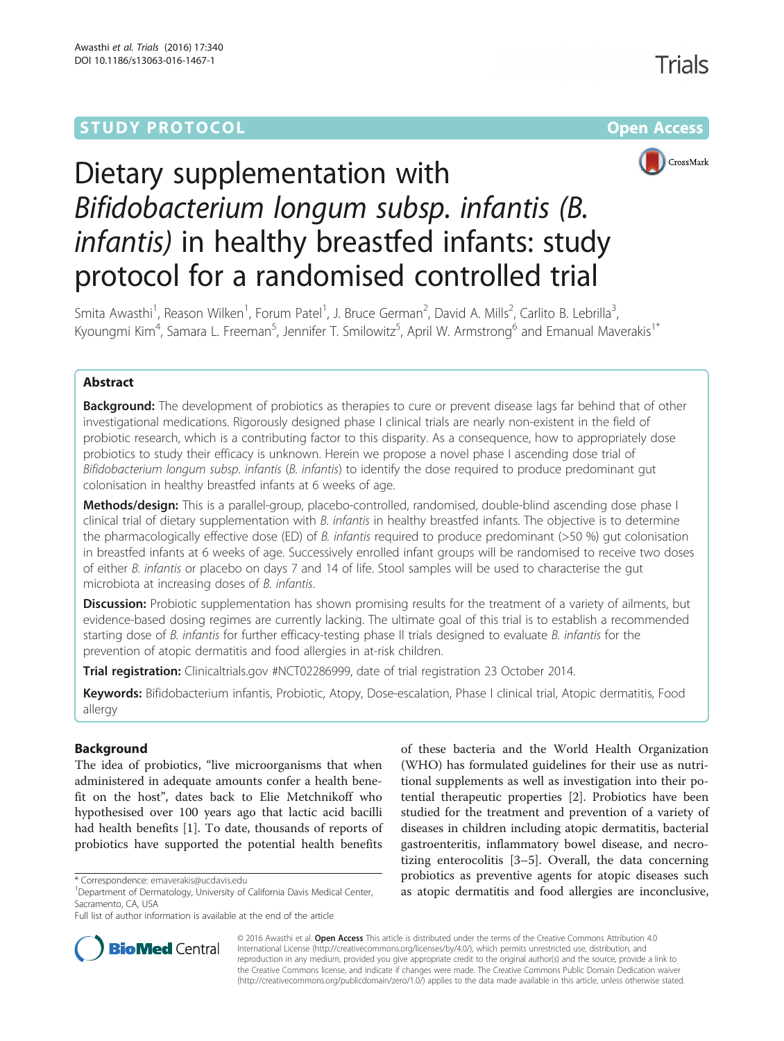STUDY PROTOCOL

Open Access

# Dietary supplementation with *Bifidobacterium longum subsp. infantis (B. infantis)* in healthy breastfed infants: study protocol for a randomised controlled trial

Smita Awasthi[1], Reason Wilken[1], Forum Patel[1], J. Bruce German[2], David A. Mills[2], Carlito B. Lebrilla[3], Kyoungmi Kim[4], Samara L. Freeman[5], Jennifer T. Smilowitz[5], April W. Armstrong[6] and Emanual Maverakis[1*]

## Abstract

**Background:** The development of probiotics as therapies to cure or prevent disease lags far behind that of other investigational medications. Rigorously designed phase I clinical trials are nearly non-existent in the field of probiotic research, which is a contributing factor to this disparity. As a consequence, how to appropriately dose probiotics to study their efficacy is unknown. Herein we propose a novel phase I ascending dose trial of *Bifidobacterium longum subsp. infantis* (*B. infantis*) to identify the dose required to produce predominant gut colonisation in healthy breastfed infants at 6 weeks of age.

**Methods/design:** This is a parallel-group, placebo-controlled, randomised, double-blind ascending dose phase I clinical trial of dietary supplementation with *B. infantis* in healthy breastfed infants. The objective is to determine the pharmacologically effective dose (ED) of *B. infantis* required to produce predominant (>50 %) gut colonisation in breastfed infants at 6 weeks of age. Successively enrolled infant groups will be randomised to receive two doses of either *B. infantis* or placebo on days 7 and 14 of life. Stool samples will be used to characterise the gut microbiota at increasing doses of *B. infantis*.

**Discussion:** Probiotic supplementation has shown promising results for the treatment of a variety of ailments, but evidence-based dosing regimes are currently lacking. The ultimate goal of this trial is to establish a recommended starting dose of *B. infantis* for further efficacy-testing phase II trials designed to evaluate *B. infantis* for the prevention of atopic dermatitis and food allergies in at-risk children.

**Trial registration:** Clinicaltrials.gov #NCT02286999, date of trial registration 23 October 2014.

**Keywords:** Bifidobacterium infantis, Probiotic, Atopy, Dose-escalation, Phase I clinical trial, Atopic dermatitis, Food allergy

## Background

The idea of probiotics, "live microorganisms that when administered in adequate amounts confer a health benefit on the host", dates back to Elie Metchnikoff who hypothesised over 100 years ago that lactic acid bacilli had health benefits [1]. To date, thousands of reports of probiotics have supported the potential health benefits of these bacteria and the World Health Organization (WHO) has formulated guidelines for their use as nutritional supplements as well as investigation into their potential therapeutic properties [2]. Probiotics have been studied for the treatment and prevention of a variety of diseases in children including atopic dermatitis, bacterial gastroenteritis, inflammatory bowel disease, and necrotizing enterocolitis [3–5]. Overall, the data concerning probiotics as preventive agents for atopic diseases such as atopic dermatitis and food allergies are inconclusive,

* Correspondence: emaverakis@ucdavis.edu
[1]Department of Dermatology, University of California Davis Medical Center, Sacramento, CA, USA
Full list of author information is available at the end of the article

© 2016 Awasthi et al. **Open Access** This article is distributed under the terms of the Creative Commons Attribution 4.0 International License (http://creativecommons.org/licenses/by/4.0/), which permits unrestricted use, distribution, and reproduction in any medium, provided you give appropriate credit to the original author(s) and the source, provide a link to the Creative Commons license, and indicate if changes were made. The Creative Commons Public Domain Dedication waiver (http://creativecommons.org/publicdomain/zero/1.0/) applies to the data made available in this article, unless otherwise stated.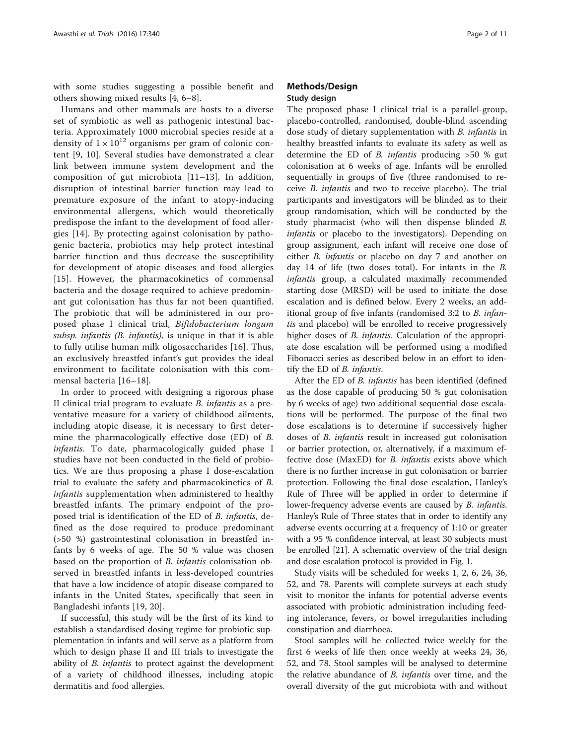with some studies suggesting a possible benefit and others showing mixed results [4, 6–8].

Humans and other mammals are hosts to a diverse set of symbiotic as well as pathogenic intestinal bacteria. Approximately 1000 microbial species reside at a density of $1 \times 10^{12}$ organisms per gram of colonic content [9, 10]. Several studies have demonstrated a clear link between immune system development and the composition of gut microbiota [11–13]. In addition, disruption of intestinal barrier function may lead to premature exposure of the infant to atopy-inducing environmental allergens, which would theoretically predispose the infant to the development of food allergies [14]. By protecting against colonisation by pathogenic bacteria, probiotics may help protect intestinal barrier function and thus decrease the susceptibility for development of atopic diseases and food allergies [15]. However, the pharmacokinetics of commensal bacteria and the dosage required to achieve predominant gut colonisation has thus far not been quantified. The probiotic that will be administered in our proposed phase I clinical trial, *Bifidobacterium longum subsp. infantis (B. infantis)*, is unique in that it is able to fully utilise human milk oligosaccharides [16]. Thus, an exclusively breastfed infant's gut provides the ideal environment to facilitate colonisation with this commensal bacteria [16–18].

In order to proceed with designing a rigorous phase II clinical trial program to evaluate *B. infantis* as a preventative measure for a variety of childhood ailments, including atopic disease, it is necessary to first determine the pharmacologically effective dose (ED) of *B. infantis*. To date, pharmacologically guided phase I studies have not been conducted in the field of probiotics. We are thus proposing a phase I dose-escalation trial to evaluate the safety and pharmacokinetics of *B. infantis* supplementation when administered to healthy breastfed infants. The primary endpoint of the proposed trial is identification of the ED of *B. infantis*, defined as the dose required to produce predominant (>50 %) gastrointestinal colonisation in breastfed infants by 6 weeks of age. The 50 % value was chosen based on the proportion of *B. infantis* colonisation observed in breastfed infants in less-developed countries that have a low incidence of atopic disease compared to infants in the United States, specifically that seen in Bangladeshi infants [19, 20].

If successful, this study will be the first of its kind to establish a standardised dosing regime for probiotic supplementation in infants and will serve as a platform from which to design phase II and III trials to investigate the ability of *B. infantis* to protect against the development of a variety of childhood illnesses, including atopic dermatitis and food allergies.

## Methods/Design

### Study design

The proposed phase I clinical trial is a parallel-group, placebo-controlled, randomised, double-blind ascending dose study of dietary supplementation with *B. infantis* in healthy breastfed infants to evaluate its safety as well as determine the ED of *B. infantis* producing >50 % gut colonisation at 6 weeks of age. Infants will be enrolled sequentially in groups of five (three randomised to receive *B. infantis* and two to receive placebo). The trial participants and investigators will be blinded as to their group randomisation, which will be conducted by the study pharmacist (who will then dispense blinded *B. infantis* or placebo to the investigators). Depending on group assignment, each infant will receive one dose of either *B. infantis* or placebo on day 7 and another on day 14 of life (two doses total). For infants in the *B. infantis* group, a calculated maximally recommended starting dose (MRSD) will be used to initiate the dose escalation and is defined below. Every 2 weeks, an additional group of five infants (randomised 3:2 to *B. infantis* and placebo) will be enrolled to receive progressively higher doses of *B. infantis*. Calculation of the appropriate dose escalation will be performed using a modified Fibonacci series as described below in an effort to identify the ED of *B. infantis*.

After the ED of *B. infantis* has been identified (defined as the dose capable of producing 50 % gut colonisation by 6 weeks of age) two additional sequential dose escalations will be performed. The purpose of the final two dose escalations is to determine if successively higher doses of *B. infantis* result in increased gut colonisation or barrier protection, or, alternatively, if a maximum effective dose (MaxED) for *B. infantis* exists above which there is no further increase in gut colonisation or barrier protection. Following the final dose escalation, Hanley's Rule of Three will be applied in order to determine if lower-frequency adverse events are caused by *B. infantis*. Hanley's Rule of Three states that in order to identify any adverse events occurring at a frequency of 1:10 or greater with a 95 % confidence interval, at least 30 subjects must be enrolled [21]. A schematic overview of the trial design and dose escalation protocol is provided in Fig. 1.

Study visits will be scheduled for weeks 1, 2, 6, 24, 36, 52, and 78. Parents will complete surveys at each study visit to monitor the infants for potential adverse events associated with probiotic administration including feeding intolerance, fevers, or bowel irregularities including constipation and diarrhoea.

Stool samples will be collected twice weekly for the first 6 weeks of life then once weekly at weeks 24, 36, 52, and 78. Stool samples will be analysed to determine the relative abundance of *B. infantis* over time, and the overall diversity of the gut microbiota with and without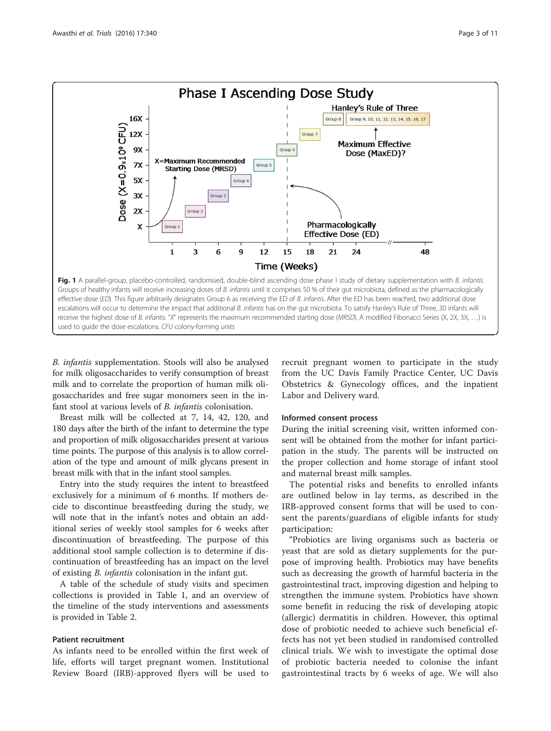**Fig. 1** A parallel-group, placebo-controlled, randomised, double-blind ascending dose phase I study of dietary supplementation with *B. infantis*. Groups of healthy infants will receive increasing doses of *B. infantis* until it comprises 50 % of their gut microbiota, defined as the pharmacologically effective dose (*ED*). This figure arbitrarily designates Group 6 as receiving the ED of *B. infantis*. After the ED has been reached, two additional dose escalations will occur to determine the impact that additional *B. infantis* has on the gut microbiota. To satisfy Hanley's Rule of Three, 30 infants will receive the highest dose of *B. infantis*. "*X*" represents the maximum recommended starting dose (*MRSD*). A modified Fibonacci Series (X, 2X, 3X, …) is used to guide the dose escalations. *CFU* colony-forming units

*B. infantis* supplementation. Stools will also be analysed for milk oligosaccharides to verify consumption of breast milk and to correlate the proportion of human milk oligosaccharides and free sugar monomers seen in the infant stool at various levels of *B. infantis* colonisation.

Breast milk will be collected at 7, 14, 42, 120, and 180 days after the birth of the infant to determine the type and proportion of milk oligosaccharides present at various time points. The purpose of this analysis is to allow correlation of the type and amount of milk glycans present in breast milk with that in the infant stool samples.

Entry into the study requires the intent to breastfeed exclusively for a minimum of 6 months. If mothers decide to discontinue breastfeeding during the study, we will note that in the infant's notes and obtain an additional series of weekly stool samples for 6 weeks after discontinuation of breastfeeding. The purpose of this additional stool sample collection is to determine if discontinuation of breastfeeding has an impact on the level of existing *B. infantis* colonisation in the infant gut.

A table of the schedule of study visits and specimen collections is provided in Table 1, and an overview of the timeline of the study interventions and assessments is provided in Table 2.

### Patient recruitment

As infants need to be enrolled within the first week of life, efforts will target pregnant women. Institutional Review Board (IRB)-approved flyers will be used to recruit pregnant women to participate in the study from the UC Davis Family Practice Center, UC Davis Obstetrics & Gynecology offices, and the inpatient Labor and Delivery ward.

### Informed consent process

During the initial screening visit, written informed consent will be obtained from the mother for infant participation in the study. The parents will be instructed on the proper collection and home storage of infant stool and maternal breast milk samples.

The potential risks and benefits to enrolled infants are outlined below in lay terms, as described in the IRB-approved consent forms that will be used to consent the parents/guardians of eligible infants for study participation:

"Probiotics are living organisms such as bacteria or yeast that are sold as dietary supplements for the purpose of improving health. Probiotics may have benefits such as decreasing the growth of harmful bacteria in the gastrointestinal tract, improving digestion and helping to strengthen the immune system. Probiotics have shown some benefit in reducing the risk of developing atopic (allergic) dermatitis in children. However, this optimal dose of probiotic needed to achieve such beneficial effects has not yet been studied in randomised controlled clinical trials. We wish to investigate the optimal dose of probiotic bacteria needed to colonise the infant gastrointestinal tracts by 6 weeks of age. We will also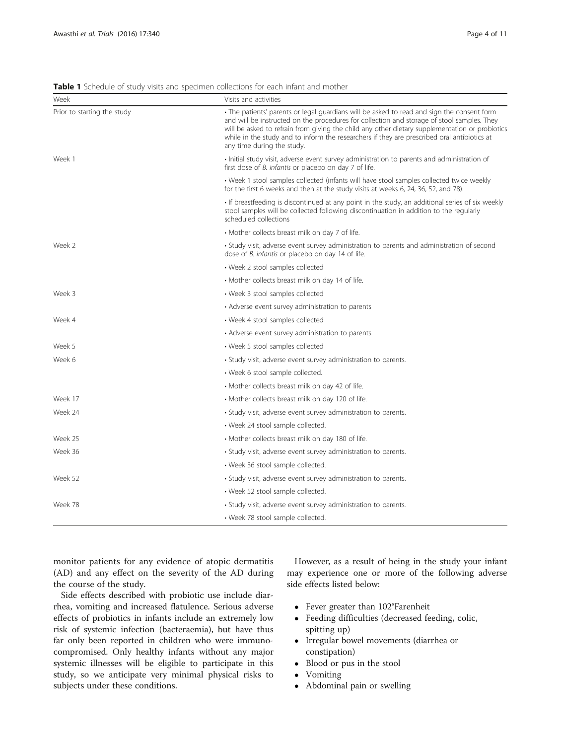**Table 1** Schedule of study visits and specimen collections for each infant and mother

| Week | Visits and activities |
| --- | --- |
| Prior to starting the study | • The patients' parents or legal guardians will be asked to read and sign the consent form and will be instructed on the procedures for collection and storage of stool samples. They will be asked to refrain from giving the child any other dietary supplementation or probiotics while in the study and to inform the researchers if they are prescribed oral antibiotics at any time during the study. |
| Week 1 | • Initial study visit, adverse event survey administration to parents and administration of first dose of *B. infantis* or placebo on day 7 of life. |
| | • Week 1 stool samples collected (infants will have stool samples collected twice weekly for the first 6 weeks and then at the study visits at weeks 6, 24, 36, 52, and 78). |
| | • If breastfeeding is discontinued at any point in the study, an additional series of six weekly stool samples will be collected following discontinuation in addition to the regularly scheduled collections |
| | • Mother collects breast milk on day 7 of life. |
| Week 2 | • Study visit, adverse event survey administration to parents and administration of second dose of *B. infantis* or placebo on day 14 of life. |
| | • Week 2 stool samples collected |
| | • Mother collects breast milk on day 14 of life. |
| Week 3 | • Week 3 stool samples collected |
| | • Adverse event survey administration to parents |
| Week 4 | • Week 4 stool samples collected |
| | • Adverse event survey administration to parents |
| Week 5 | • Week 5 stool samples collected |
| Week 6 | • Study visit, adverse event survey administration to parents. |
| | • Week 6 stool sample collected. |
| | • Mother collects breast milk on day 42 of life. |
| Week 17 | • Mother collects breast milk on day 120 of life. |
| Week 24 | • Study visit, adverse event survey administration to parents. |
| | • Week 24 stool sample collected. |
| Week 25 | • Mother collects breast milk on day 180 of life. |
| Week 36 | • Study visit, adverse event survey administration to parents. |
| | • Week 36 stool sample collected. |
| Week 52 | • Study visit, adverse event survey administration to parents. |
| | • Week 52 stool sample collected. |
| Week 78 | • Study visit, adverse event survey administration to parents. |
| | • Week 78 stool sample collected. |

monitor patients for any evidence of atopic dermatitis (AD) and any effect on the severity of the AD during the course of the study.

Side effects described with probiotic use include diarrhea, vomiting and increased flatulence. Serious adverse effects of probiotics in infants include an extremely low risk of systemic infection (bacteraemia), but have thus far only been reported in children who were immunocompromised. Only healthy infants without any major systemic illnesses will be eligible to participate in this study, so we anticipate very minimal physical risks to subjects under these conditions.

However, as a result of being in the study your infant may experience one or more of the following adverse side effects listed below:

- Fever greater than 102°Farenheit
- Feeding difficulties (decreased feeding, colic, spitting up)
- Irregular bowel movements (diarrhea or constipation)
- Blood or pus in the stool
- Vomiting
- Abdominal pain or swelling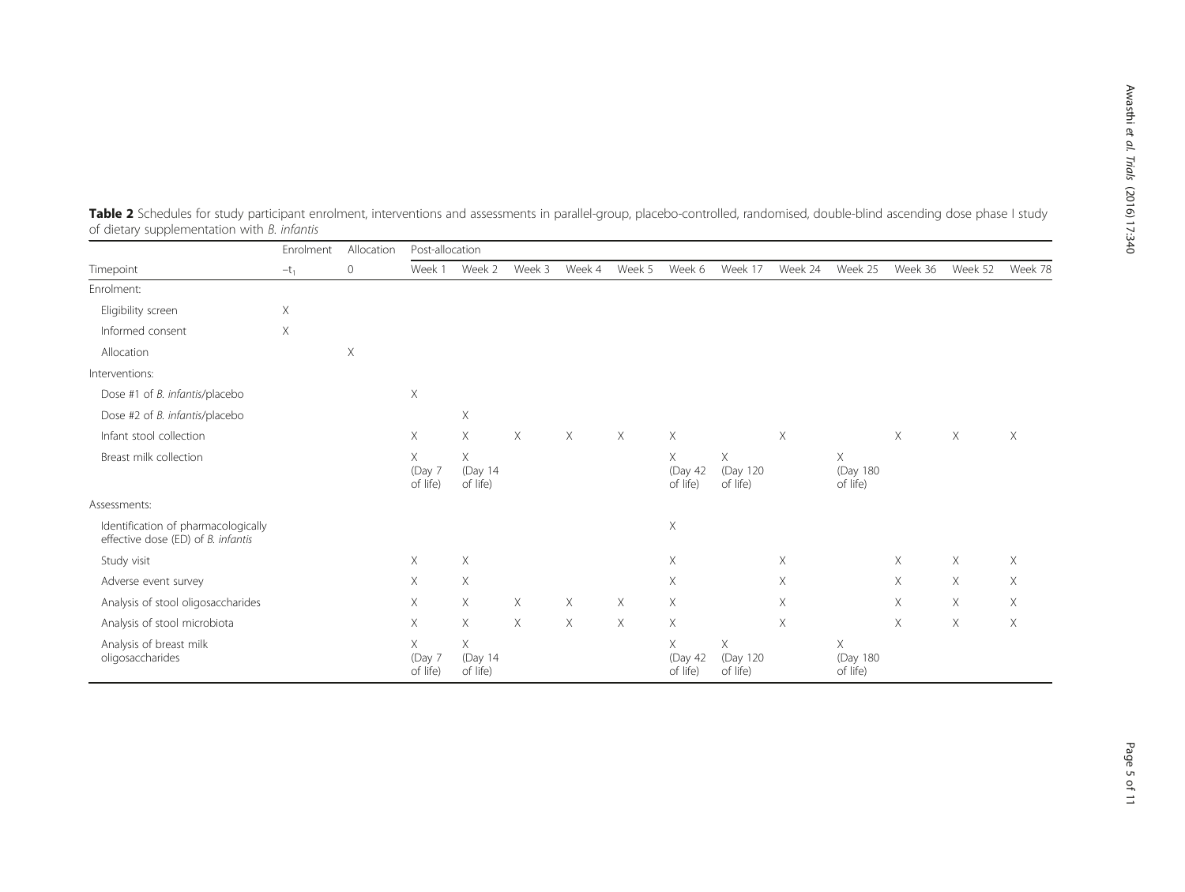**Table 2** Schedules for study participant enrolment, interventions and assessments in parallel-group, placebo-controlled, randomised, double-blind ascending dose phase I study of dietary supplementation with *B. infantis*

| | Enrolment | Allocation | Post-allocation | | | | | | | | | | | |
|---|---|---|---|---|---|---|---|---|---|---|---|---|---|---|
| Timepoint | $-t_1$ | 0 | Week 1 | Week 2 | Week 3 | Week 4 | Week 5 | Week 6 | Week 17 | Week 24 | Week 25 | Week 36 | Week 52 | Week 78 |
| Enrolment: | | | | | | | | | | | | | | |
| Eligibility screen | X | | | | | | | | | | | | | |
| Informed consent | X | | | | | | | | | | | | | |
| Allocation | | X | | | | | | | | | | | | |
| Interventions: | | | | | | | | | | | | | | |
| Dose #1 of *B. infantis*/placebo | | | X | | | | | | | | | | | |
| Dose #2 of *B. infantis*/placebo | | | | X | | | | | | | | | | |
| Infant stool collection | | | X | X | X | X | X | X | | X | | X | X | X |
| Breast milk collection | | | X (Day 7 of life) | X (Day 14 of life) | | | | X (Day 42 of life) | X (Day 120 of life) | | X (Day 180 of life) | | | |
| Assessments: | | | | | | | | | | | | | | |
| Identification of pharmacologically effective dose (ED) of *B. infantis* | | | | | | | | X | | | | | | |
| Study visit | | | X | X | | | | X | | X | | X | X | X |
| Adverse event survey | | | X | X | | | | X | | X | | X | X | X |
| Analysis of stool oligosaccharides | | | X | X | X | X | X | X | | X | | X | X | X |
| Analysis of stool microbiota | | | X | X | X | X | X | X | | X | | X | X | X |
| Analysis of breast milk oligosaccharides | | | X (Day 7 of life) | X (Day 14 of life) | | | | X (Day 42 of life) | X (Day 120 of life) | | X (Day 180 of life) | | | |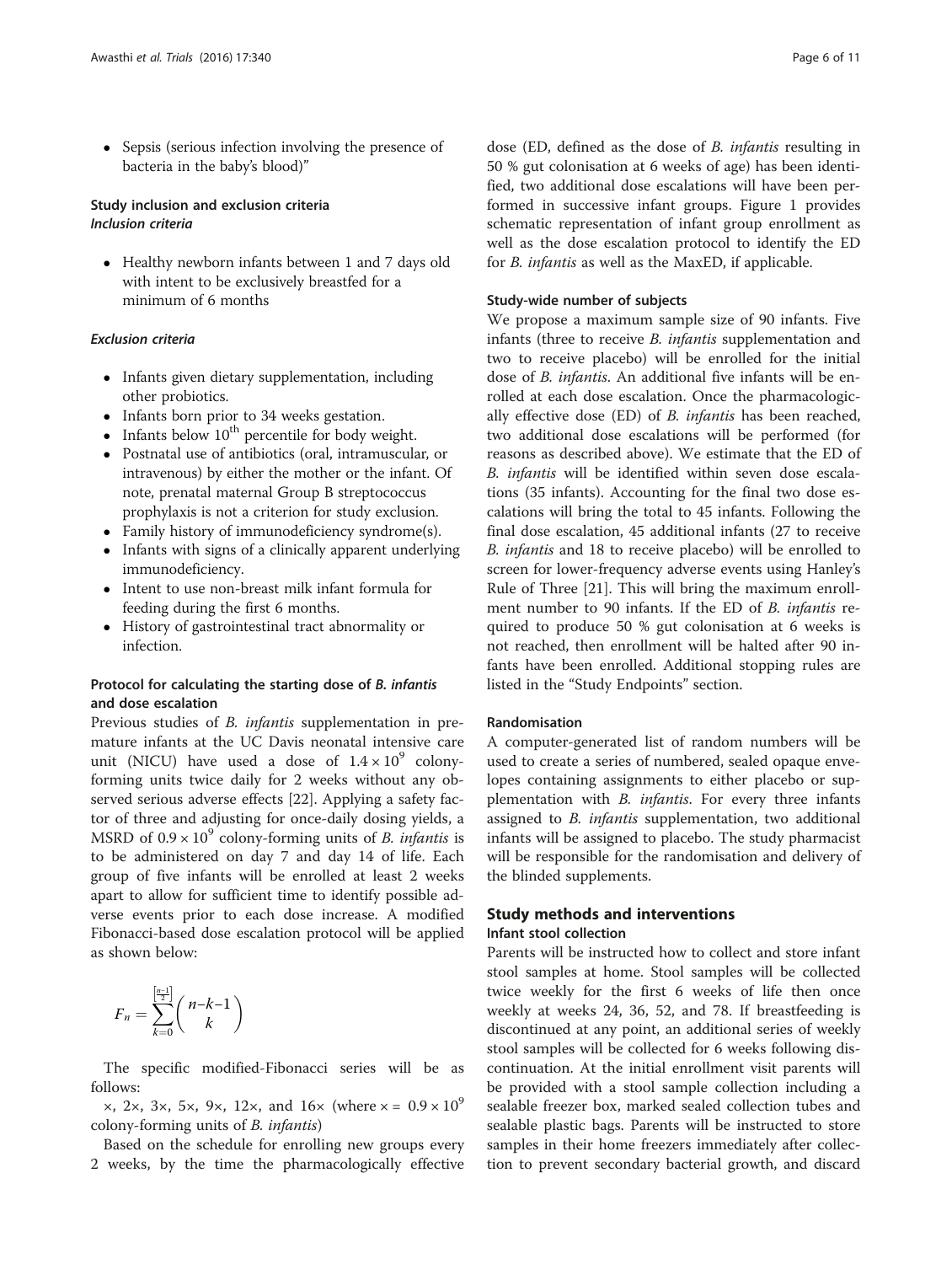- Sepsis (serious infection involving the presence of bacteria in the baby's blood)"

### Study inclusion and exclusion criteria

#### *Inclusion criteria*

- Healthy newborn infants between 1 and 7 days old with intent to be exclusively breastfed for a minimum of 6 months

#### *Exclusion criteria*

- Infants given dietary supplementation, including other probiotics.
- Infants born prior to 34 weeks gestation.
- Infants below $10^{th}$ percentile for body weight.
- Postnatal use of antibiotics (oral, intramuscular, or intravenous) by either the mother or the infant. Of note, prenatal maternal Group B streptococcus prophylaxis is not a criterion for study exclusion.
- Family history of immunodeficiency syndrome(s).
- Infants with signs of a clinically apparent underlying immunodeficiency.
- Intent to use non-breast milk infant formula for feeding during the first 6 months.
- History of gastrointestinal tract abnormality or infection.

### Protocol for calculating the starting dose of *B. infantis* and dose escalation

Previous studies of *B. infantis* supplementation in premature infants at the UC Davis neonatal intensive care unit (NICU) have used a dose of $1.4 \times 10^9$ colony-forming units twice daily for 2 weeks without any observed serious adverse effects [22]. Applying a safety factor of three and adjusting for once-daily dosing yields, a MSRD of $0.9 \times 10^9$ colony-forming units of *B. infantis* is to be administered on day 7 and day 14 of life. Each group of five infants will be enrolled at least 2 weeks apart to allow for sufficient time to identify possible adverse events prior to each dose increase. A modified Fibonacci-based dose escalation protocol will be applied as shown below:

$$F_n = \sum_{k=0}^{\left[\frac{n-1}{2}\right]} \binom{n-k-1}{k}$$

The specific modified-Fibonacci series will be as follows:

×, 2×, 3×, 5×, 9×, 12×, and 16× (where $\times = 0.9 \times 10^9$ colony-forming units of *B. infantis*)

Based on the schedule for enrolling new groups every 2 weeks, by the time the pharmacologically effective dose (ED, defined as the dose of *B. infantis* resulting in 50 % gut colonisation at 6 weeks of age) has been identified, two additional dose escalations will have been performed in successive infant groups. Figure 1 provides schematic representation of infant group enrollment as well as the dose escalation protocol to identify the ED for *B. infantis* as well as the MaxED, if applicable.

### Study-wide number of subjects

We propose a maximum sample size of 90 infants. Five infants (three to receive *B. infantis* supplementation and two to receive placebo) will be enrolled for the initial dose of *B. infantis*. An additional five infants will be enrolled at each dose escalation. Once the pharmacologically effective dose (ED) of *B. infantis* has been reached, two additional dose escalations will be performed (for reasons as described above). We estimate that the ED of *B. infantis* will be identified within seven dose escalations (35 infants). Accounting for the final two dose escalations will bring the total to 45 infants. Following the final dose escalation, 45 additional infants (27 to receive *B. infantis* and 18 to receive placebo) will be enrolled to screen for lower-frequency adverse events using Hanley's Rule of Three [21]. This will bring the maximum enrollment number to 90 infants. If the ED of *B. infantis* required to produce 50 % gut colonisation at 6 weeks is not reached, then enrollment will be halted after 90 infants have been enrolled. Additional stopping rules are listed in the "Study Endpoints" section.

### Randomisation

A computer-generated list of random numbers will be used to create a series of numbered, sealed opaque envelopes containing assignments to either placebo or supplementation with *B. infantis*. For every three infants assigned to *B. infantis* supplementation, two additional infants will be assigned to placebo. The study pharmacist will be responsible for the randomisation and delivery of the blinded supplements.

## Study methods and interventions

### Infant stool collection

Parents will be instructed how to collect and store infant stool samples at home. Stool samples will be collected twice weekly for the first 6 weeks of life then once weekly at weeks 24, 36, 52, and 78. If breastfeeding is discontinued at any point, an additional series of weekly stool samples will be collected for 6 weeks following discontinuation. At the initial enrollment visit parents will be provided with a stool sample collection including a sealable freezer box, marked sealed collection tubes and sealable plastic bags. Parents will be instructed to store samples in their home freezers immediately after collection to prevent secondary bacterial growth, and discard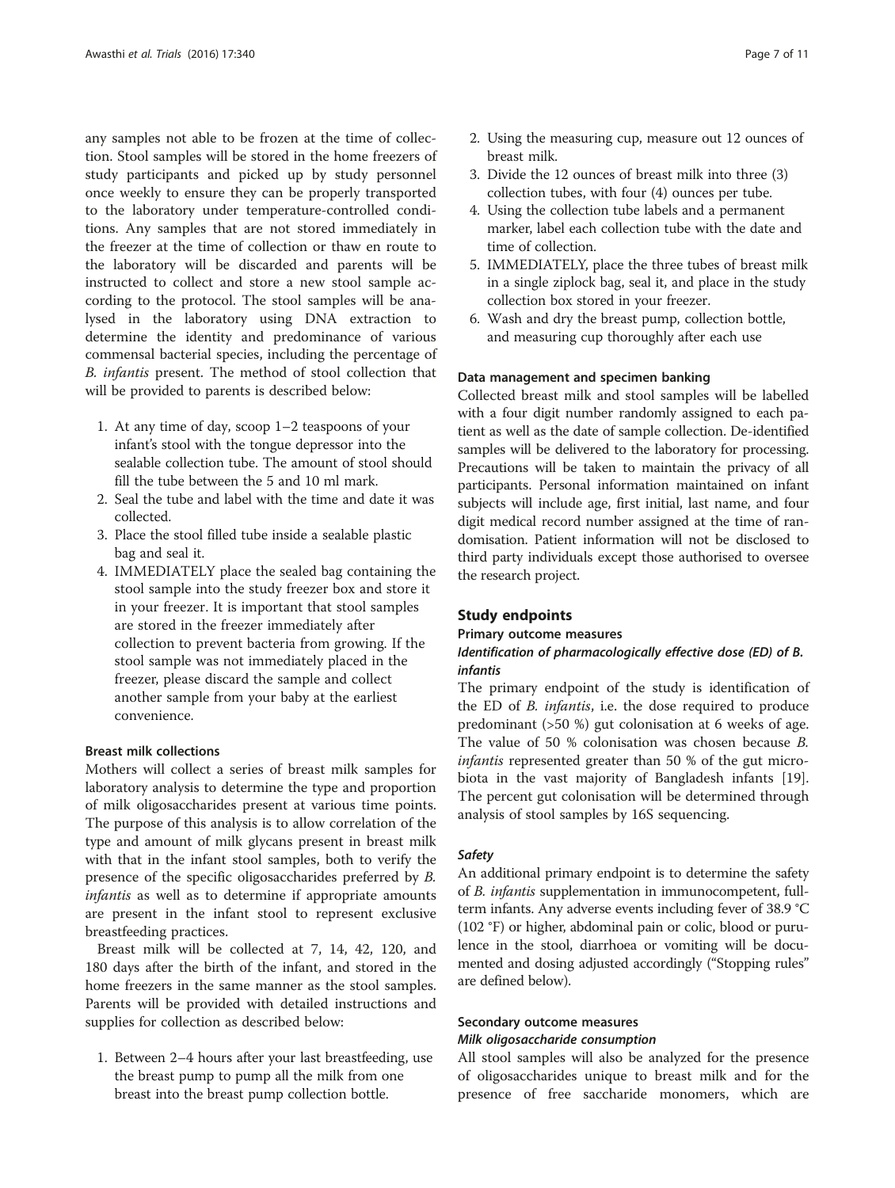any samples not able to be frozen at the time of collection. Stool samples will be stored in the home freezers of study participants and picked up by study personnel once weekly to ensure they can be properly transported to the laboratory under temperature-controlled conditions. Any samples that are not stored immediately in the freezer at the time of collection or thaw en route to the laboratory will be discarded and parents will be instructed to collect and store a new stool sample according to the protocol. The stool samples will be analysed in the laboratory using DNA extraction to determine the identity and predominance of various commensal bacterial species, including the percentage of *B. infantis* present. The method of stool collection that will be provided to parents is described below:

1. At any time of day, scoop 1–2 teaspoons of your infant's stool with the tongue depressor into the sealable collection tube. The amount of stool should fill the tube between the 5 and 10 ml mark.
2. Seal the tube and label with the time and date it was collected.
3. Place the stool filled tube inside a sealable plastic bag and seal it.
4. IMMEDIATELY place the sealed bag containing the stool sample into the study freezer box and store it in your freezer. It is important that stool samples are stored in the freezer immediately after collection to prevent bacteria from growing. If the stool sample was not immediately placed in the freezer, please discard the sample and collect another sample from your baby at the earliest convenience.

#### Breast milk collections

Mothers will collect a series of breast milk samples for laboratory analysis to determine the type and proportion of milk oligosaccharides present at various time points. The purpose of this analysis is to allow correlation of the type and amount of milk glycans present in breast milk with that in the infant stool samples, both to verify the presence of the specific oligosaccharides preferred by *B. infantis* as well as to determine if appropriate amounts are present in the infant stool to represent exclusive breastfeeding practices.

Breast milk will be collected at 7, 14, 42, 120, and 180 days after the birth of the infant, and stored in the home freezers in the same manner as the stool samples. Parents will be provided with detailed instructions and supplies for collection as described below:

1. Between 2–4 hours after your last breastfeeding, use the breast pump to pump all the milk from one breast into the breast pump collection bottle.
2. Using the measuring cup, measure out 12 ounces of breast milk.
3. Divide the 12 ounces of breast milk into three (3) collection tubes, with four (4) ounces per tube.
4. Using the collection tube labels and a permanent marker, label each collection tube with the date and time of collection.
5. IMMEDIATELY, place the three tubes of breast milk in a single ziplock bag, seal it, and place in the study collection box stored in your freezer.
6. Wash and dry the breast pump, collection bottle, and measuring cup thoroughly after each use

#### Data management and specimen banking

Collected breast milk and stool samples will be labelled with a four digit number randomly assigned to each patient as well as the date of sample collection. De-identified samples will be delivered to the laboratory for processing. Precautions will be taken to maintain the privacy of all participants. Personal information maintained on infant subjects will include age, first initial, last name, and four digit medical record number assigned at the time of randomisation. Patient information will not be disclosed to third party individuals except those authorised to oversee the research project.

## Study endpoints

### Primary outcome measures

#### *Identification of pharmacologically effective dose (ED) of B. infantis*

The primary endpoint of the study is identification of the ED of *B. infantis*, i.e. the dose required to produce predominant (>50 %) gut colonisation at 6 weeks of age. The value of 50 % colonisation was chosen because *B. infantis* represented greater than 50 % of the gut microbiota in the vast majority of Bangladesh infants [19]. The percent gut colonisation will be determined through analysis of stool samples by 16S sequencing.

#### *Safety*

An additional primary endpoint is to determine the safety of *B. infantis* supplementation in immunocompetent, full-term infants. Any adverse events including fever of 38.9 °C (102 °F) or higher, abdominal pain or colic, blood or purulence in the stool, diarrhoea or vomiting will be documented and dosing adjusted accordingly ("Stopping rules" are defined below).

### Secondary outcome measures

#### *Milk oligosaccharide consumption*

All stool samples will also be analyzed for the presence of oligosaccharides unique to breast milk and for the presence of free saccharide monomers, which are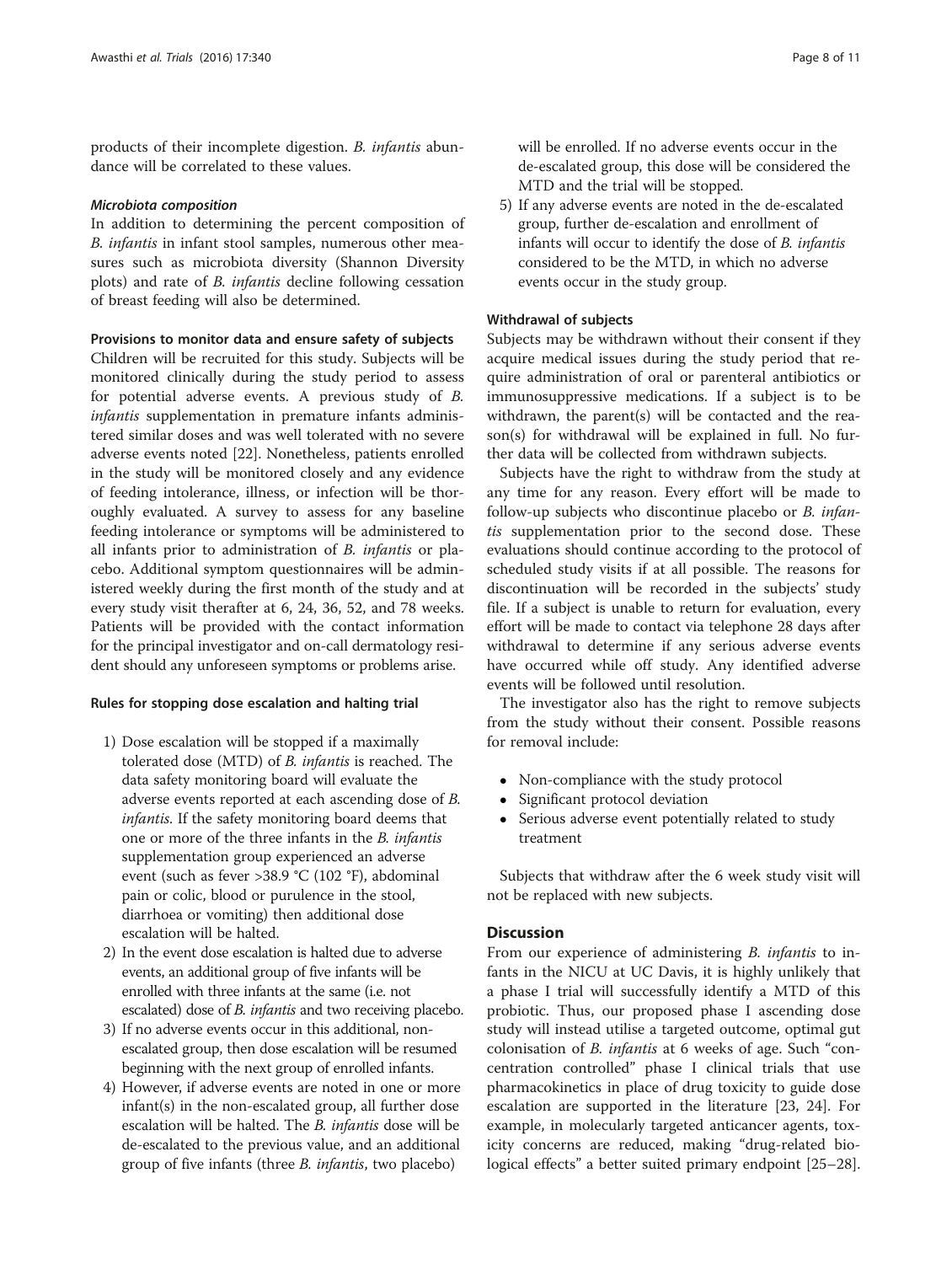products of their incomplete digestion. *B. infantis* abundance will be correlated to these values.

#### *Microbiota composition*

In addition to determining the percent composition of *B. infantis* in infant stool samples, numerous other measures such as microbiota diversity (Shannon Diversity plots) and rate of *B. infantis* decline following cessation of breast feeding will also be determined.

### Provisions to monitor data and ensure safety of subjects

Children will be recruited for this study. Subjects will be monitored clinically during the study period to assess for potential adverse events. A previous study of *B. infantis* supplementation in premature infants administered similar doses and was well tolerated with no severe adverse events noted [22]. Nonetheless, patients enrolled in the study will be monitored closely and any evidence of feeding intolerance, illness, or infection will be thoroughly evaluated. A survey to assess for any baseline feeding intolerance or symptoms will be administered to all infants prior to administration of *B. infantis* or placebo. Additional symptom questionnaires will be administered weekly during the first month of the study and at every study visit therafter at 6, 24, 36, 52, and 78 weeks. Patients will be provided with the contact information for the principal investigator and on-call dermatology resident should any unforeseen symptoms or problems arise.

### Rules for stopping dose escalation and halting trial

1) Dose escalation will be stopped if a maximally tolerated dose (MTD) of *B. infantis* is reached. The data safety monitoring board will evaluate the adverse events reported at each ascending dose of *B. infantis.* If the safety monitoring board deems that one or more of the three infants in the *B. infantis* supplementation group experienced an adverse event (such as fever >38.9 °C (102 °F), abdominal pain or colic, blood or purulence in the stool, diarrhoea or vomiting) then additional dose escalation will be halted.
2) In the event dose escalation is halted due to adverse events, an additional group of five infants will be enrolled with three infants at the same (i.e. not escalated) dose of *B. infantis* and two receiving placebo.
3) If no adverse events occur in this additional, non-escalated group, then dose escalation will be resumed beginning with the next group of enrolled infants.
4) However, if adverse events are noted in one or more infant(s) in the non-escalated group, all further dose escalation will be halted. The *B. infantis* dose will be de-escalated to the previous value, and an additional group of five infants (three *B. infantis*, two placebo) will be enrolled. If no adverse events occur in the de-escalated group, this dose will be considered the MTD and the trial will be stopped.
5) If any adverse events are noted in the de-escalated group, further de-escalation and enrollment of infants will occur to identify the dose of *B. infantis* considered to be the MTD, in which no adverse events occur in the study group.

### Withdrawal of subjects

Subjects may be withdrawn without their consent if they acquire medical issues during the study period that require administration of oral or parenteral antibiotics or immunosuppressive medications. If a subject is to be withdrawn, the parent(s) will be contacted and the reason(s) for withdrawal will be explained in full. No further data will be collected from withdrawn subjects.

Subjects have the right to withdraw from the study at any time for any reason. Every effort will be made to follow-up subjects who discontinue placebo or *B. infantis* supplementation prior to the second dose. These evaluations should continue according to the protocol of scheduled study visits if at all possible. The reasons for discontinuation will be recorded in the subjects' study file. If a subject is unable to return for evaluation, every effort will be made to contact via telephone 28 days after withdrawal to determine if any serious adverse events have occurred while off study. Any identified adverse events will be followed until resolution.

The investigator also has the right to remove subjects from the study without their consent. Possible reasons for removal include:

- Non-compliance with the study protocol
- Significant protocol deviation
- Serious adverse event potentially related to study treatment

Subjects that withdraw after the 6 week study visit will not be replaced with new subjects.

## Discussion

From our experience of administering *B. infantis* to infants in the NICU at UC Davis, it is highly unlikely that a phase I trial will successfully identify a MTD of this probiotic. Thus, our proposed phase I ascending dose study will instead utilise a targeted outcome, optimal gut colonisation of *B. infantis* at 6 weeks of age. Such "concentration controlled" phase I clinical trials that use pharmacokinetics in place of drug toxicity to guide dose escalation are supported in the literature [23, 24]. For example, in molecularly targeted anticancer agents, toxicity concerns are reduced, making "drug-related biological effects" a better suited primary endpoint [25–28].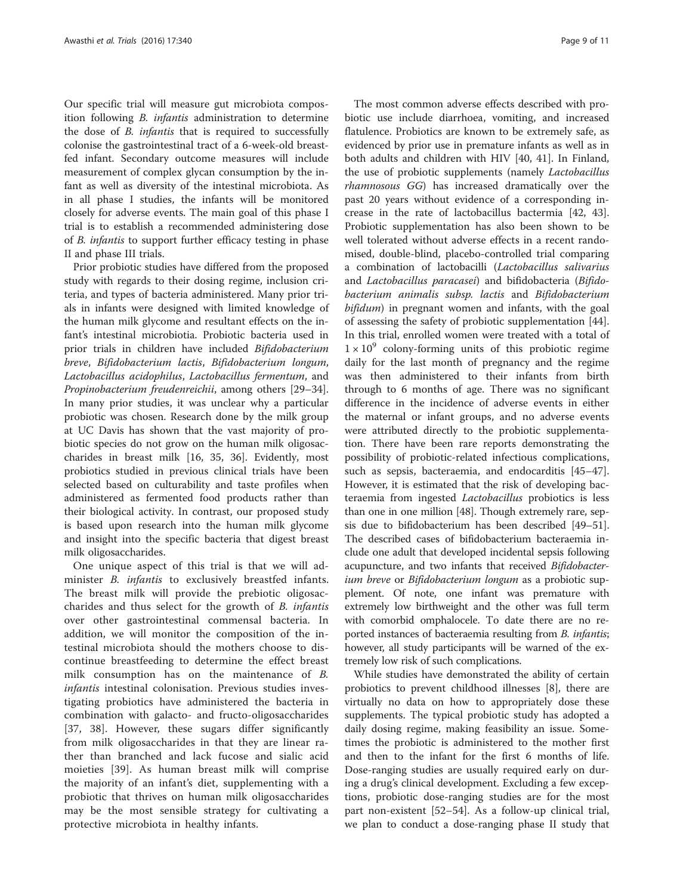Our specific trial will measure gut microbiota composition following *B. infantis* administration to determine the dose of *B. infantis* that is required to successfully colonise the gastrointestinal tract of a 6-week-old breastfed infant. Secondary outcome measures will include measurement of complex glycan consumption by the infant as well as diversity of the intestinal microbiota. As in all phase I studies, the infants will be monitored closely for adverse events. The main goal of this phase I trial is to establish a recommended administering dose of *B. infantis* to support further efficacy testing in phase II and phase III trials.

Prior probiotic studies have differed from the proposed study with regards to their dosing regime, inclusion criteria, and types of bacteria administered. Many prior trials in infants were designed with limited knowledge of the human milk glycome and resultant effects on the infant's intestinal microbiotia. Probiotic bacteria used in prior trials in children have included *Bifidobacterium breve*, *Bifidobacterium lactis*, *Bifidobacterium longum*, *Lactobacillus acidophilus*, *Lactobacillus fermentum*, and *Propinobacterium freudenreichii*, among others [29–34]. In many prior studies, it was unclear why a particular probiotic was chosen. Research done by the milk group at UC Davis has shown that the vast majority of probiotic species do not grow on the human milk oligosaccharides in breast milk [16, 35, 36]. Evidently, most probiotics studied in previous clinical trials have been selected based on culturability and taste profiles when administered as fermented food products rather than their biological activity. In contrast, our proposed study is based upon research into the human milk glycome and insight into the specific bacteria that digest breast milk oligosaccharides.

One unique aspect of this trial is that we will administer *B. infantis* to exclusively breastfed infants. The breast milk will provide the prebiotic oligosaccharides and thus select for the growth of *B. infantis* over other gastrointestinal commensal bacteria. In addition, we will monitor the composition of the intestinal microbiota should the mothers choose to discontinue breastfeeding to determine the effect breast milk consumption has on the maintenance of *B. infantis* intestinal colonisation. Previous studies investigating probiotics have administered the bacteria in combination with galacto- and fructo-oligosaccharides [37, 38]. However, these sugars differ significantly from milk oligosaccharides in that they are linear rather than branched and lack fucose and sialic acid moieties [39]. As human breast milk will comprise the majority of an infant's diet, supplementing with a probiotic that thrives on human milk oligosaccharides may be the most sensible strategy for cultivating a protective microbiota in healthy infants.

The most common adverse effects described with probiotic use include diarrhoea, vomiting, and increased flatulence. Probiotics are known to be extremely safe, as evidenced by prior use in premature infants as well as in both adults and children with HIV [40, 41]. In Finland, the use of probiotic supplements (namely *Lactobacillus rhamnosous GG*) has increased dramatically over the past 20 years without evidence of a corresponding increase in the rate of lactobacillus bactermia [42, 43]. Probiotic supplementation has also been shown to be well tolerated without adverse effects in a recent randomised, double-blind, placebo-controlled trial comparing a combination of lactobacilli (*Lactobacillus salivarius* and *Lactobacillus paracasei*) and bifidobacteria (*Bifidobacterium animalis subsp. lactis* and *Bifidobacterium bifidum*) in pregnant women and infants, with the goal of assessing the safety of probiotic supplementation [44]. In this trial, enrolled women were treated with a total of $1 \times 10^9$ colony-forming units of this probiotic regime daily for the last month of pregnancy and the regime was then administered to their infants from birth through to 6 months of age. There was no significant difference in the incidence of adverse events in either the maternal or infant groups, and no adverse events were attributed directly to the probiotic supplementation. There have been rare reports demonstrating the possibility of probiotic-related infectious complications, such as sepsis, bacteraemia, and endocarditis [45–47]. However, it is estimated that the risk of developing bacteraemia from ingested *Lactobacillus* probiotics is less than one in one million [48]. Though extremely rare, sepsis due to bifidobacterium has been described [49–51]. The described cases of bifidobacterium bacteraemia include one adult that developed incidental sepsis following acupuncture, and two infants that received *Bifidobacterium breve* or *Bifidobacterium longum* as a probiotic supplement. Of note, one infant was premature with extremely low birthweight and the other was full term with comorbid omphalocele. To date there are no reported instances of bacteraemia resulting from *B. infantis*; however, all study participants will be warned of the extremely low risk of such complications.

While studies have demonstrated the ability of certain probiotics to prevent childhood illnesses [8], there are virtually no data on how to appropriately dose these supplements. The typical probiotic study has adopted a daily dosing regime, making feasibility an issue. Sometimes the probiotic is administered to the mother first and then to the infant for the first 6 months of life. Dose-ranging studies are usually required early on during a drug's clinical development. Excluding a few exceptions, probiotic dose-ranging studies are for the most part non-existent [52–54]. As a follow-up clinical trial, we plan to conduct a dose-ranging phase II study that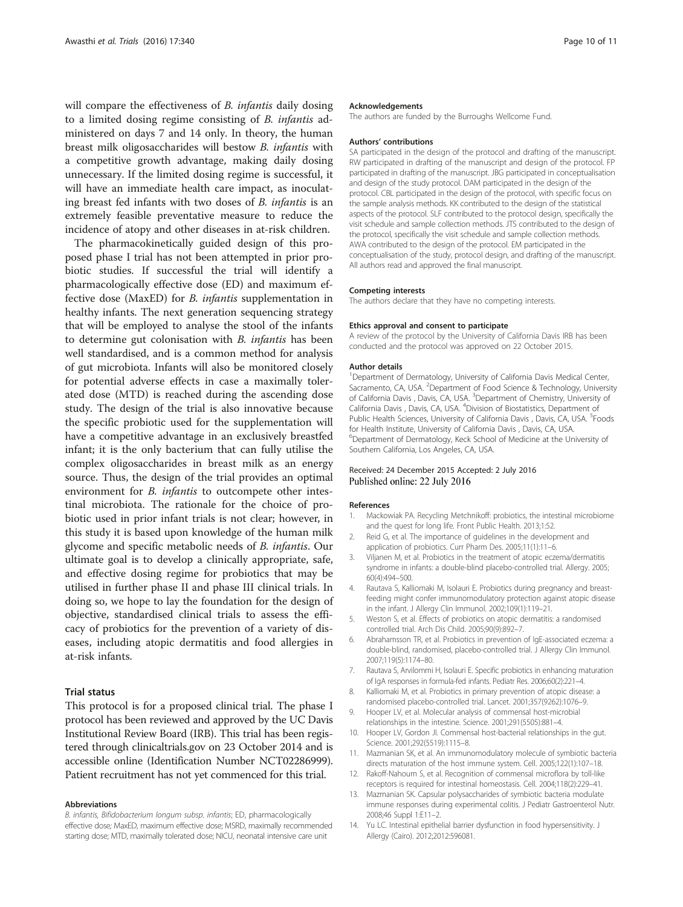will compare the effectiveness of *B. infantis* daily dosing to a limited dosing regime consisting of *B. infantis* administered on days 7 and 14 only. In theory, the human breast milk oligosaccharides will bestow *B. infantis* with a competitive growth advantage, making daily dosing unnecessary. If the limited dosing regime is successful, it will have an immediate health care impact, as inoculating breast fed infants with two doses of *B. infantis* is an extremely feasible preventative measure to reduce the incidence of atopy and other diseases in at-risk children.

The pharmacokinetically guided design of this proposed phase I trial has not been attempted in prior probiotic studies. If successful the trial will identify a pharmacologically effective dose (ED) and maximum effective dose (MaxED) for *B. infantis* supplementation in healthy infants. The next generation sequencing strategy that will be employed to analyse the stool of the infants to determine gut colonisation with *B. infantis* has been well standardised, and is a common method for analysis of gut microbiota. Infants will also be monitored closely for potential adverse effects in case a maximally tolerated dose (MTD) is reached during the ascending dose study. The design of the trial is also innovative because the specific probiotic used for the supplementation will have a competitive advantage in an exclusively breastfed infant; it is the only bacterium that can fully utilise the complex oligosaccharides in breast milk as an energy source. Thus, the design of the trial provides an optimal environment for *B. infantis* to outcompete other intestinal microbiota. The rationale for the choice of probiotic used in prior infant trials is not clear; however, in this study it is based upon knowledge of the human milk glycome and specific metabolic needs of *B. infantis*. Our ultimate goal is to develop a clinically appropriate, safe, and effective dosing regime for probiotics that may be utilised in further phase II and phase III clinical trials. In doing so, we hope to lay the foundation for the design of objective, standardised clinical trials to assess the efficacy of probiotics for the prevention of a variety of diseases, including atopic dermatitis and food allergies in at-risk infants.

## Trial status

This protocol is for a proposed clinical trial. The phase I protocol has been reviewed and approved by the UC Davis Institutional Review Board (IRB). This trial has been registered through clinicaltrials.gov on 23 October 2014 and is accessible online (Identification Number NCT02286999). Patient recruitment has not yet commenced for this trial.

### Abbreviations

*B. infantis, Bifidobacterium longum subsp. infantis*; ED, pharmacologically effective dose; MaxED, maximum effective dose; MSRD, maximally recommended starting dose; MTD, maximally tolerated dose; NICU, neonatal intensive care unit

### Acknowledgements

The authors are funded by the Burroughs Wellcome Fund.

### Authors' contributions

SA participated in the design of the protocol and drafting of the manuscript. RW participated in drafting of the manuscript and design of the protocol. FP participated in drafting of the manuscript. JBG participated in conceptualisation and design of the study protocol. DAM participated in the design of the protocol. CBL participated in the design of the protocol, with specific focus on the sample analysis methods. KK contributed to the design of the statistical aspects of the protocol. SLF contributed to the protocol design, specifically the visit schedule and sample collection methods. JTS contributed to the design of the protocol, specifically the visit schedule and sample collection methods. AWA contributed to the design of the protocol. EM participated in the conceptualisation of the study, protocol design, and drafting of the manuscript. All authors read and approved the final manuscript.

### Competing interests

The authors declare that they have no competing interests.

### Ethics approval and consent to participate

A review of the protocol by the University of California Davis IRB has been conducted and the protocol was approved on 22 October 2015.

### Author details

[1]Department of Dermatology, University of California Davis Medical Center, Sacramento, CA, USA. [2]Department of Food Science & Technology, University of California Davis , Davis, CA, USA. [3]Department of Chemistry, University of California Davis , Davis, CA, USA. [4]Division of Biostatistics, Department of Public Health Sciences, University of California Davis , Davis, CA, USA. [5]Foods for Health Institute, University of California Davis , Davis, CA, USA. [6]Department of Dermatology, Keck School of Medicine at the University of Southern California, Los Angeles, CA, USA.

Received: 24 December 2015 Accepted: 2 July 2016
Published online: 22 July 2016

### References

1. Mackowiak PA. Recycling Metchnikoff: probiotics, the intestinal microbiome and the quest for long life. Front Public Health. 2013;1:52.
2. Reid G, et al. The importance of guidelines in the development and application of probiotics. Curr Pharm Des. 2005;11(1):11–6.
3. Viljanen M, et al. Probiotics in the treatment of atopic eczema/dermatitis syndrome in infants: a double-blind placebo-controlled trial. Allergy. 2005; 60(4):494–500.
4. Rautava S, Kalliomaki M, Isolauri E. Probiotics during pregnancy and breast-feeding might confer immunomodulatory protection against atopic disease in the infant. J Allergy Clin Immunol. 2002;109(1):119–21.
5. Weston S, et al. Effects of probiotics on atopic dermatitis: a randomised controlled trial. Arch Dis Child. 2005;90(9):892–7.
6. Abrahamsson TR, et al. Probiotics in prevention of IgE-associated eczema: a double-blind, randomised, placebo-controlled trial. J Allergy Clin Immunol. 2007;119(5):1174–80.
7. Rautava S, Arvilommi H, Isolauri E. Specific probiotics in enhancing maturation of IgA responses in formula-fed infants. Pediatr Res. 2006;60(2):221–4.
8. Kalliomaki M, et al. Probiotics in primary prevention of atopic disease: a randomised placebo-controlled trial. Lancet. 2001;357(9262):1076–9.
9. Hooper LV, et al. Molecular analysis of commensal host-microbial relationships in the intestine. Science. 2001;291(5505):881–4.
10. Hooper LV, Gordon JI. Commensal host-bacterial relationships in the gut. Science. 2001;292(5519):1115–8.
11. Mazmanian SK, et al. An immunomodulatory molecule of symbiotic bacteria directs maturation of the host immune system. Cell. 2005;122(1):107–18.
12. Rakoff-Nahoum S, et al. Recognition of commensal microflora by toll-like receptors is required for intestinal homeostasis. Cell. 2004;118(2):229–41.
13. Mazmanian SK. Capsular polysaccharides of symbiotic bacteria modulate immune responses during experimental colitis. J Pediatr Gastroenterol Nutr. 2008;46 Suppl 1:E11–2.
14. Yu LC. Intestinal epithelial barrier dysfunction in food hypersensitivity. J Allergy (Cairo). 2012;2012:596081.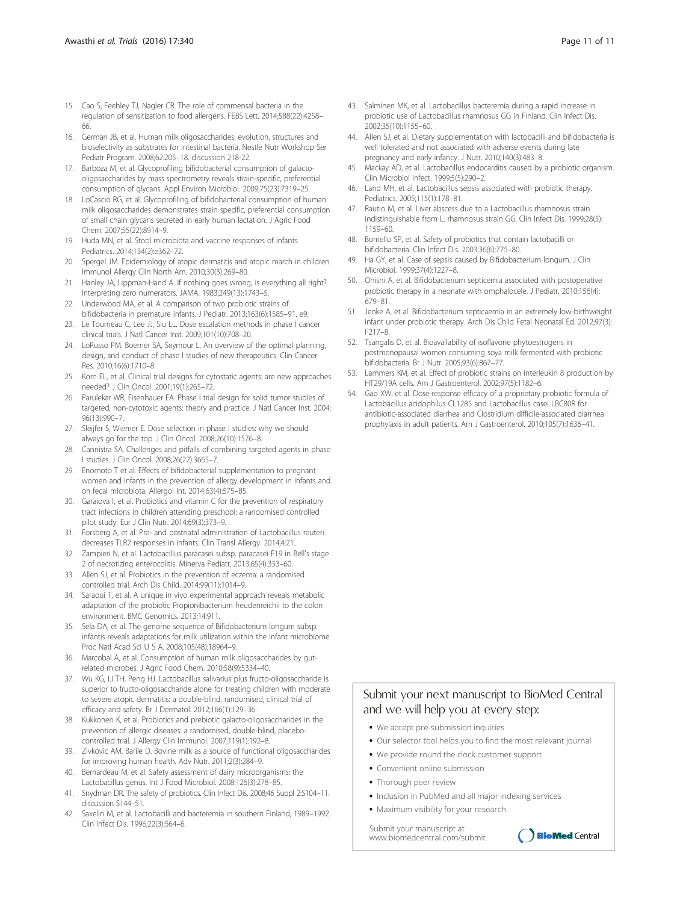15. Cao S, Feehley TJ, Nagler CR. The role of commensal bacteria in the regulation of sensitization to food allergens. FEBS Lett. 2014;588(22):4258–66.
16. German JB, et al. Human milk oligosaccharides: evolution, structures and bioselectivity as substrates for intestinal bacteria. Nestle Nutr Workshop Ser Pediatr Program. 2008;62:205–18. discussion 218-22.
17. Barboza M, et al. Glycoprofiling bifidobacterial consumption of galacto-oligosaccharides by mass spectrometry reveals strain-specific, preferential consumption of glycans. Appl Environ Microbiol. 2009;75(23):7319–25.
18. LoCascio RG, et al. Glycoprofiling of bifidobacterial consumption of human milk oligosaccharides demonstrates strain specific, preferential consumption of small chain glycans secreted in early human lactation. J Agric Food Chem. 2007;55(22):8914–9.
19. Huda MN, et al. Stool microbiota and vaccine responses of infants. Pediatrics. 2014;134(2):e362–72.
20. Spergel JM. Epidemiology of atopic dermatitis and atopic march in children. Immunol Allergy Clin North Am. 2010;30(3):269–80.
21. Hanley JA, Lippman-Hand A. If nothing goes wrong, is everything all right? Interpreting zero numerators. JAMA. 1983;249(13):1743–5.
22. Underwood MA, et al. A comparison of two probiotic strains of bifidobacteria in premature infants. J Pediatr. 2013;163(6):1585–91. e9.
23. Le Tourneau C, Lee JJ, Siu LL. Dose escalation methods in phase I cancer clinical trials. J Natl Cancer Inst. 2009;101(10):708–20.
24. LoRusso PM, Boerner SA, Seymour L. An overview of the optimal planning, design, and conduct of phase I studies of new therapeutics. Clin Cancer Res. 2010;16(6):1710–8.
25. Korn EL, et al. Clinical trial designs for cytostatic agents: are new approaches needed? J Clin Oncol. 2001;19(1):265–72.
26. Parulekar WR, Eisenhauer EA. Phase I trial design for solid tumor studies of targeted, non-cytotoxic agents: theory and practice. J Natl Cancer Inst. 2004;96(13):990–7.
27. Sleijfer S, Wiemer E. Dose selection in phase I studies: why we should always go for the top. J Clin Oncol. 2008;26(10):1576–8.
28. Cannistra SA. Challenges and pitfalls of combining targeted agents in phase I studies. J Clin Oncol. 2008;26(22):3665–7.
29. Enomoto T et al. Effects of bifidobacterial supplementation to pregnant women and infants in the prevention of allergy development in infants and on fecal microbiota. Allergol Int. 2014:63(4):575–85.
30. Garaiova I, et al. Probiotics and vitamin C for the prevention of respiratory tract infections in children attending preschool: a randomised controlled pilot study. Eur J Clin Nutr. 2014;69(3):373–9.
31. Forsberg A, et al. Pre- and postnatal administration of Lactobacillus reuteri decreases TLR2 responses in infants. Clin Transl Allergy. 2014;4:21.
32. Zampieri N, et al. Lactobacillus paracasei subsp. paracasei F19 in Bell's stage 2 of necrotizing enterocolitis. Minerva Pediatr. 2013;65(4):353–60.
33. Allen SJ, et al. Probiotics in the prevention of eczema: a randomised controlled trial. Arch Dis Child. 2014:99(11):1014–9.
34. Saraoui T, et al. A unique in vivo experimental approach reveals metabolic adaptation of the probiotic Propionibacterium freudenreichii to the colon environment. BMC Genomics. 2013;14:911.
35. Sela DA, et al. The genome sequence of Bifidobacterium longum subsp. infantis reveals adaptations for milk utilization within the infant microbiome. Proc Natl Acad Sci U S A. 2008;105(48):18964–9.
36. Marcobal A, et al. Consumption of human milk oligosaccharides by gut-related microbes. J Agric Food Chem. 2010;58(9):5334–40.
37. Wu KG, Li TH, Peng HJ. Lactobacillus salivarius plus fructo-oligosaccharide is superior to fructo-oligosaccharide alone for treating children with moderate to severe atopic dermatitis: a double-blind, randomised, clinical trial of efficacy and safety. Br J Dermatol. 2012;166(1):129–36.
38. Kukkonen K, et al. Probiotics and prebiotic galacto-oligosaccharides in the prevention of allergic diseases: a randomised, double-blind, placebo-controlled trial. J Allergy Clin Immunol. 2007;119(1):192–8.
39. Zivkovic AM, Barile D. Bovine milk as a source of functional oligosaccharides for improving human health. Adv Nutr. 2011;2(3):284–9.
40. Bernardeau M, et al. Safety assessment of dairy microorganisms: the Lactobacillus genus. Int J Food Microbiol. 2008;126(3):278–85.
41. Snydman DR. The safety of probiotics. Clin Infect Dis. 2008;46 Suppl 2:S104–11. discussion S144–51.
42. Saxelin M, et al. Lactobacilli and bacteremia in southern Finland, 1989–1992. Clin Infect Dis. 1996;22(3):564–6.
43. Salminen MK, et al. Lactobacillus bacteremia during a rapid increase in probiotic use of Lactobacillus rhamnosus GG in Finland. Clin Infect Dis. 2002;35(10):1155–60.
44. Allen SJ, et al. Dietary supplementation with lactobacilli and bifidobacteria is well tolerated and not associated with adverse events during late pregnancy and early infancy. J Nutr. 2010;140(3):483–8.
45. Mackay AD, et al. Lactobacillus endocarditis caused by a probiotic organism. Clin Microbiol Infect. 1999;5(5):290–2.
46. Land MH, et al. Lactobacillus sepsis associated with probiotic therapy. Pediatrics. 2005;115(1):178–81.
47. Rautio M, et al. Liver abscess due to a Lactobacillus rhamnosus strain indistinguishable from L. rhamnosus strain GG. Clin Infect Dis. 1999;28(5):1159–60.
48. Borriello SP, et al. Safety of probiotics that contain lactobacilli or bifidobacteria. Clin Infect Dis. 2003;36(6):775–80.
49. Ha GY, et al. Case of sepsis caused by Bifidobacterium longum. J Clin Microbiol. 1999;37(4):1227–8.
50. Ohishi A, et al. Bifidobacterium septicemia associated with postoperative probiotic therapy in a neonate with omphalocele. J Pediatr. 2010;156(4):679–81.
51. Jenke A, et al. Bifidobacterium septicaemia in an extremely low-birthweight infant under probiotic therapy. Arch Dis Child Fetal Neonatal Ed. 2012;97(3):F217–8.
52. Tsangalis D, et al. Bioavailability of isoflavone phytoestrogens in postmenopausal women consuming soya milk fermented with probiotic bifidobacteria. Br J Nutr. 2005;93(6):867–77.
53. Lammers KM, et al. Effect of probiotic strains on interleukin 8 production by HT29/19A cells. Am J Gastroenterol. 2002;97(5):1182–6.
54. Gao XW, et al. Dose-response efficacy of a proprietary probiotic formula of Lactobacillus acidophilus CL1285 and Lactobacillus casei LBC80R for antibiotic-associated diarrhea and Clostridium difficile-associated diarrhea prophylaxis in adult patients. Am J Gastroenterol. 2010;105(7):1636–41.